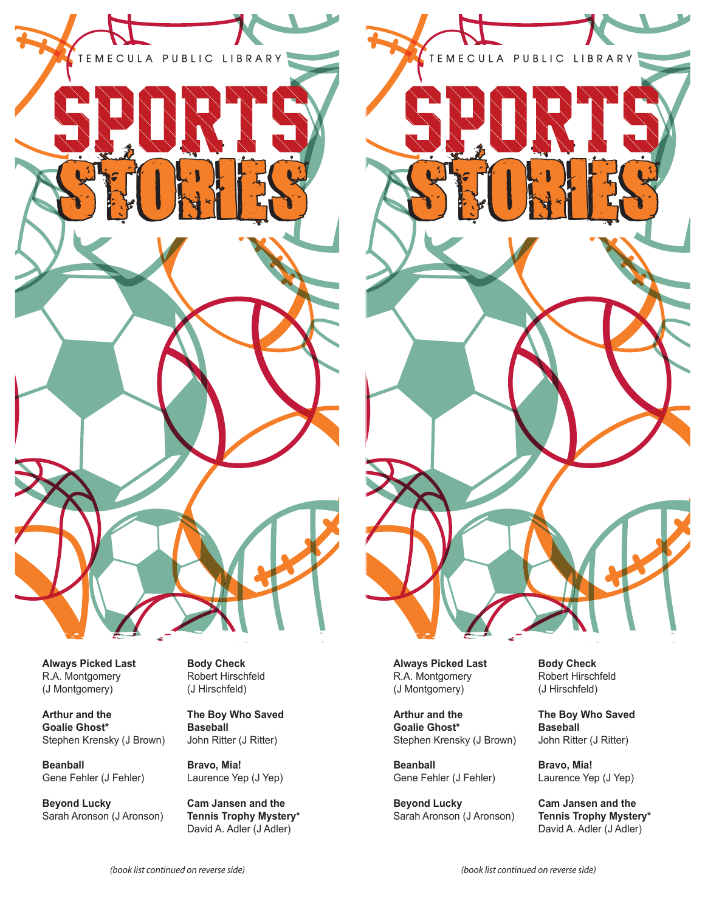TEMECULA PUBLIC LIBRARY

# SPORTS STORIES

**Always Picked Last**
R.A. Montgomery
(J Montgomery)

**Arthur and the Goalie Ghost***
Stephen Krensky (J Brown)

**Beanball**
Gene Fehler (J Fehler)

**Beyond Lucky**
Sarah Aronson (J Aronson)

**Body Check**
Robert Hirschfeld
(J Hirschfeld)

**The Boy Who Saved Baseball**
John Ritter (J Ritter)

**Bravo, Mia!**
Laurence Yep (J Yep)

**Cam Jansen and the Tennis Trophy Mystery***
David A. Adler (J Adler)

*(book list continued on reverse side)*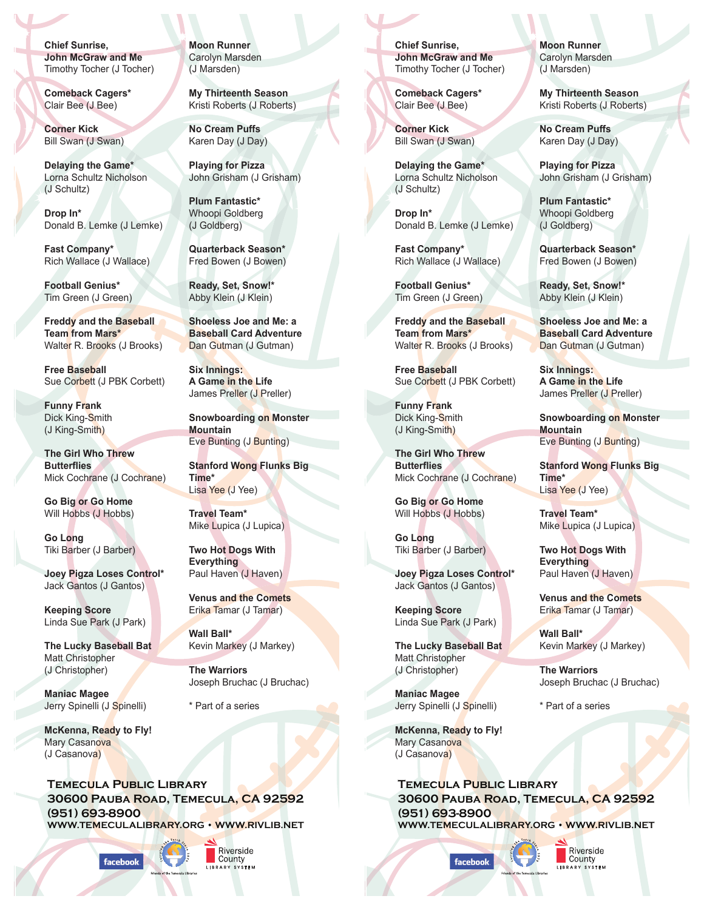**Chief Sunrise, John McGraw and Me**
Timothy Tocher (J Tocher)

**Comeback Cagers***
Clair Bee (J Bee)

**Corner Kick**
Bill Swan (J Swan)

**Delaying the Game***
Lorna Schultz Nicholson
(J Schultz)

**Drop In***
Donald B. Lemke (J Lemke)

**Fast Company***
Rich Wallace (J Wallace)

**Football Genius***
Tim Green (J Green)

**Freddy and the Baseball Team from Mars***
Walter R. Brooks (J Brooks)

**Free Baseball**
Sue Corbett (J PBK Corbett)

**Funny Frank**
Dick King-Smith
(J King-Smith)

**The Girl Who Threw Butterflies**
Mick Cochrane (J Cochrane)

**Go Big or Go Home**
Will Hobbs (J Hobbs)

**Go Long**
Tiki Barber (J Barber)

**Joey Pigza Loses Control***
Jack Gantos (J Gantos)

**Keeping Score**
Linda Sue Park (J Park)

**The Lucky Baseball Bat**
Matt Christopher
(J Christopher)

**Maniac Magee**
Jerry Spinelli (J Spinelli)

**McKenna, Ready to Fly!**
Mary Casanova
(J Casanova)

**Moon Runner**
Carolyn Marsden
(J Marsden)

**My Thirteenth Season**
Kristi Roberts (J Roberts)

**No Cream Puffs**
Karen Day (J Day)

**Playing for Pizza**
John Grisham (J Grisham)

**Plum Fantastic***
Whoopi Goldberg
(J Goldberg)

**Quarterback Season***
Fred Bowen (J Bowen)

**Ready, Set, Snow!***
Abby Klein (J Klein)

**Shoeless Joe and Me: a Baseball Card Adventure**
Dan Gutman (J Gutman)

**Six Innings: A Game in the Life**
James Preller (J Preller)

**Snowboarding on Monster Mountain**
Eve Bunting (J Bunting)

**Stanford Wong Flunks Big Time***
Lisa Yee (J Yee)

**Travel Team***
Mike Lupica (J Lupica)

**Two Hot Dogs With Everything**
Paul Haven (J Haven)

**Venus and the Comets**
Erika Tamar (J Tamar)

**Wall Ball***
Kevin Markey (J Markey)

**The Warriors**
Joseph Bruchac (J Bruchac)

* Part of a series

**Temecula Public Library**
**30600 Pauba Road, Temecula, CA 92592**
**(951) 693-8900**
**www.temeculalibrary.org • www.rivlib.net**

facebook
Friends of the Temecula Libraries
Riverside County Library System

**Chief Sunrise, John McGraw and Me**
Timothy Tocher (J Tocher)

**Comeback Cagers***
Clair Bee (J Bee)

**Corner Kick**
Bill Swan (J Swan)

**Delaying the Game***
Lorna Schultz Nicholson
(J Schultz)

**Drop In***
Donald B. Lemke (J Lemke)

**Fast Company***
Rich Wallace (J Wallace)

**Football Genius***
Tim Green (J Green)

**Freddy and the Baseball Team from Mars***
Walter R. Brooks (J Brooks)

**Free Baseball**
Sue Corbett (J PBK Corbett)

**Funny Frank**
Dick King-Smith
(J King-Smith)

**The Girl Who Threw Butterflies**
Mick Cochrane (J Cochrane)

**Go Big or Go Home**
Will Hobbs (J Hobbs)

**Go Long**
Tiki Barber (J Barber)

**Joey Pigza Loses Control***
Jack Gantos (J Gantos)

**Keeping Score**
Linda Sue Park (J Park)

**The Lucky Baseball Bat**
Matt Christopher
(J Christopher)

**Maniac Magee**
Jerry Spinelli (J Spinelli)

**McKenna, Ready to Fly!**
Mary Casanova
(J Casanova)

**Moon Runner**
Carolyn Marsden
(J Marsden)

**My Thirteenth Season**
Kristi Roberts (J Roberts)

**No Cream Puffs**
Karen Day (J Day)

**Playing for Pizza**
John Grisham (J Grisham)

**Plum Fantastic***
Whoopi Goldberg
(J Goldberg)

**Quarterback Season***
Fred Bowen (J Bowen)

**Ready, Set, Snow!***
Abby Klein (J Klein)

**Shoeless Joe and Me: a Baseball Card Adventure**
Dan Gutman (J Gutman)

**Six Innings: A Game in the Life**
James Preller (J Preller)

**Snowboarding on Monster Mountain**
Eve Bunting (J Bunting)

**Stanford Wong Flunks Big Time***
Lisa Yee (J Yee)

**Travel Team***
Mike Lupica (J Lupica)

**Two Hot Dogs With Everything**
Paul Haven (J Haven)

**Venus and the Comets**
Erika Tamar (J Tamar)

**Wall Ball***
Kevin Markey (J Markey)

**The Warriors**
Joseph Bruchac (J Bruchac)

* Part of a series

**Temecula Public Library**
**30600 Pauba Road, Temecula, CA 92592**
**(951) 693-8900**
**www.temeculalibrary.org • www.rivlib.net**

facebook
Friends of the Temecula Libraries
Riverside County Library System